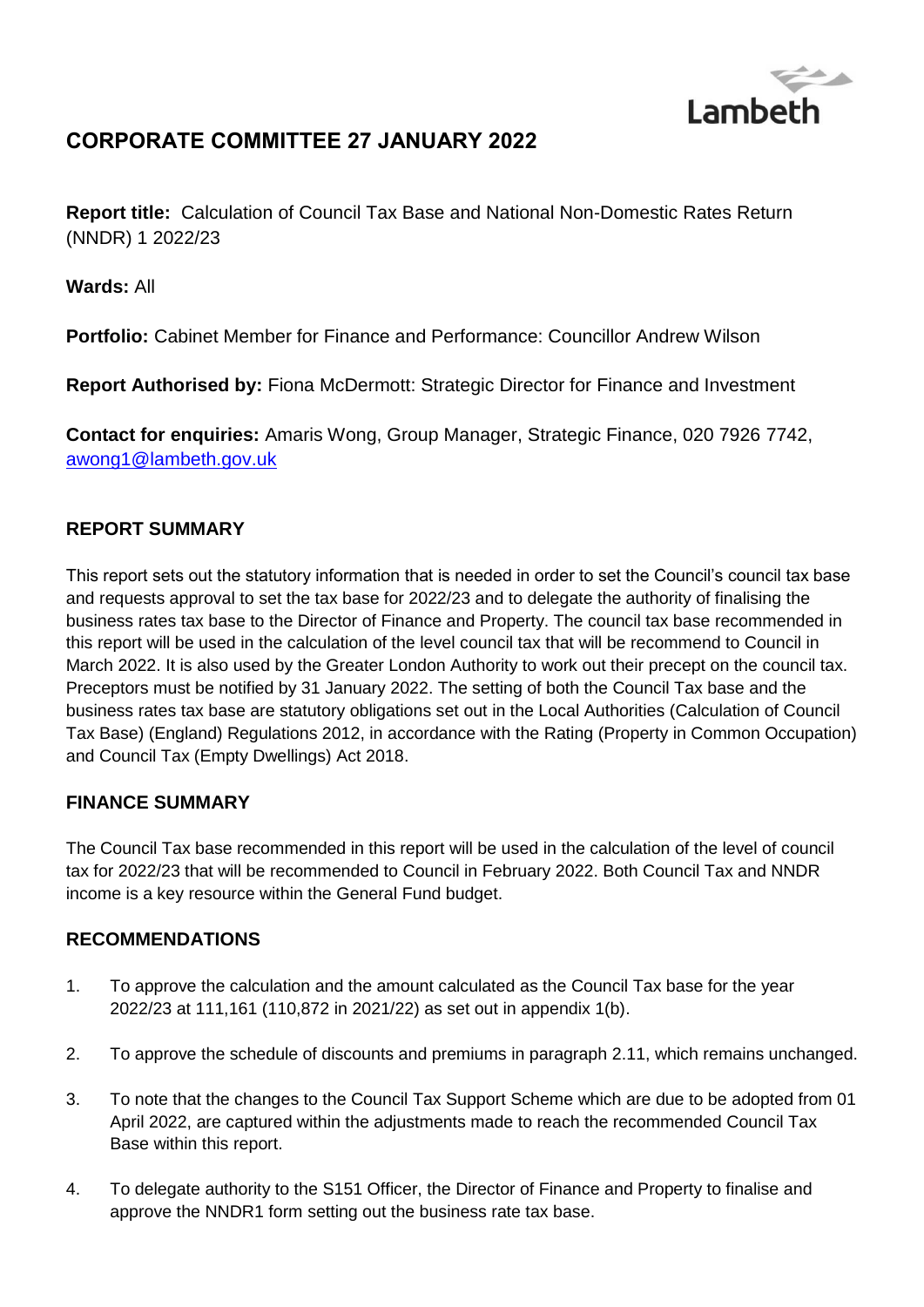Lambeth

# CORPORATE COMMITTEE 27 JANUARY 2022

**Report title:** Calculation of Council Tax Base and National Non-Domestic Rates Return (NNDR) 1 2022/23

**Wards:** All

**Portfolio:** Cabinet Member for Finance and Performance: Councillor Andrew Wilson

**Report Authorised by:** Fiona McDermott: Strategic Director for Finance and Investment

**Contact for enquiries:** Amaris Wong, Group Manager, Strategic Finance, 020 7926 7742, awong1@lambeth.gov.uk

## REPORT SUMMARY

This report sets out the statutory information that is needed in order to set the Council's council tax base and requests approval to set the tax base for 2022/23 and to delegate the authority of finalising the business rates tax base to the Director of Finance and Property. The council tax base recommended in this report will be used in the calculation of the level council tax that will be recommend to Council in March 2022. It is also used by the Greater London Authority to work out their precept on the council tax. Preceptors must be notified by 31 January 2022. The setting of both the Council Tax base and the business rates tax base are statutory obligations set out in the Local Authorities (Calculation of Council Tax Base) (England) Regulations 2012, in accordance with the Rating (Property in Common Occupation) and Council Tax (Empty Dwellings) Act 2018.

## FINANCE SUMMARY

The Council Tax base recommended in this report will be used in the calculation of the level of council tax for 2022/23 that will be recommended to Council in February 2022. Both Council Tax and NNDR income is a key resource within the General Fund budget.

## RECOMMENDATIONS

1. To approve the calculation and the amount calculated as the Council Tax base for the year 2022/23 at 111,161 (110,872 in 2021/22) as set out in appendix 1(b).
2. To approve the schedule of discounts and premiums in paragraph 2.11, which remains unchanged.
3. To note that the changes to the Council Tax Support Scheme which are due to be adopted from 01 April 2022, are captured within the adjustments made to reach the recommended Council Tax Base within this report.
4. To delegate authority to the S151 Officer, the Director of Finance and Property to finalise and approve the NNDR1 form setting out the business rate tax base.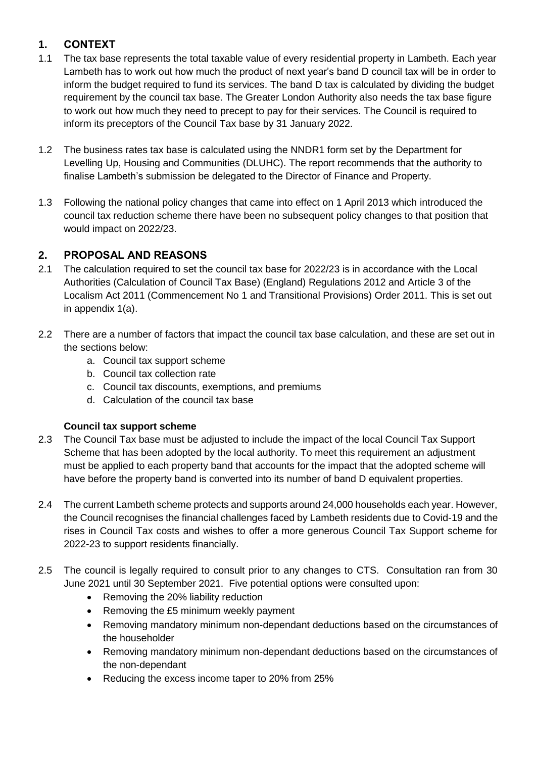## 1. CONTEXT

1.1 The tax base represents the total taxable value of every residential property in Lambeth. Each year Lambeth has to work out how much the product of next year's band D council tax will be in order to inform the budget required to fund its services. The band D tax is calculated by dividing the budget requirement by the council tax base. The Greater London Authority also needs the tax base figure to work out how much they need to precept to pay for their services. The Council is required to inform its preceptors of the Council Tax base by 31 January 2022.

1.2 The business rates tax base is calculated using the NNDR1 form set by the Department for Levelling Up, Housing and Communities (DLUHC). The report recommends that the authority to finalise Lambeth's submission be delegated to the Director of Finance and Property.

1.3 Following the national policy changes that came into effect on 1 April 2013 which introduced the council tax reduction scheme there have been no subsequent policy changes to that position that would impact on 2022/23.

## 2. PROPOSAL AND REASONS

2.1 The calculation required to set the council tax base for 2022/23 is in accordance with the Local Authorities (Calculation of Council Tax Base) (England) Regulations 2012 and Article 3 of the Localism Act 2011 (Commencement No 1 and Transitional Provisions) Order 2011. This is set out in appendix 1(a).

2.2 There are a number of factors that impact the council tax base calculation, and these are set out in the sections below:

a. Council tax support scheme
b. Council tax collection rate
c. Council tax discounts, exemptions, and premiums
d. Calculation of the council tax base

**Council tax support scheme**

2.3 The Council Tax base must be adjusted to include the impact of the local Council Tax Support Scheme that has been adopted by the local authority. To meet this requirement an adjustment must be applied to each property band that accounts for the impact that the adopted scheme will have before the property band is converted into its number of band D equivalent properties.

2.4 The current Lambeth scheme protects and supports around 24,000 households each year. However, the Council recognises the financial challenges faced by Lambeth residents due to Covid-19 and the rises in Council Tax costs and wishes to offer a more generous Council Tax Support scheme for 2022-23 to support residents financially.

2.5 The council is legally required to consult prior to any changes to CTS. Consultation ran from 30 June 2021 until 30 September 2021. Five potential options were consulted upon:

- Removing the 20% liability reduction
- Removing the £5 minimum weekly payment
- Removing mandatory minimum non-dependant deductions based on the circumstances of the householder
- Removing mandatory minimum non-dependant deductions based on the circumstances of the non-dependant
- Reducing the excess income taper to 20% from 25%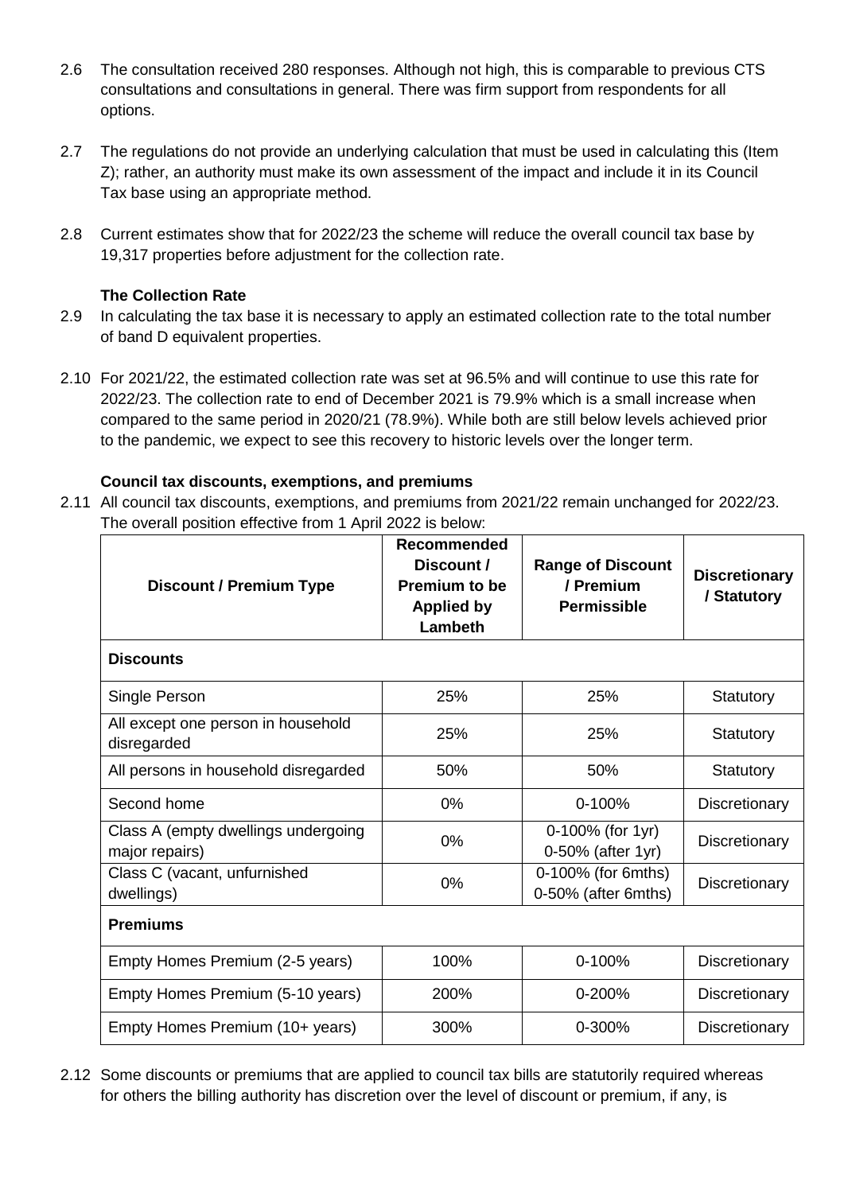2.6 The consultation received 280 responses. Although not high, this is comparable to previous CTS consultations and consultations in general. There was firm support from respondents for all options.

2.7 The regulations do not provide an underlying calculation that must be used in calculating this (Item Z); rather, an authority must make its own assessment of the impact and include it in its Council Tax base using an appropriate method.

2.8 Current estimates show that for 2022/23 the scheme will reduce the overall council tax base by 19,317 properties before adjustment for the collection rate.

**The Collection Rate**

2.9 In calculating the tax base it is necessary to apply an estimated collection rate to the total number of band D equivalent properties.

2.10 For 2021/22, the estimated collection rate was set at 96.5% and will continue to use this rate for 2022/23. The collection rate to end of December 2021 is 79.9% which is a small increase when compared to the same period in 2020/21 (78.9%). While both are still below levels achieved prior to the pandemic, we expect to see this recovery to historic levels over the longer term.

**Council tax discounts, exemptions, and premiums**

2.11 All council tax discounts, exemptions, and premiums from 2021/22 remain unchanged for 2022/23. The overall position effective from 1 April 2022 is below:

| Discount / Premium Type | Recommended Discount / Premium to be Applied by Lambeth | Range of Discount / Premium Permissible | Discretionary / Statutory |
|---|---|---|---|
| **Discounts** | | | |
| Single Person | 25% | 25% | Statutory |
| All except one person in household disregarded | 25% | 25% | Statutory |
| All persons in household disregarded | 50% | 50% | Statutory |
| Second home | 0% | 0-100% | Discretionary |
| Class A (empty dwellings undergoing major repairs) | 0% | 0-100% (for 1yr) 0-50% (after 1yr) | Discretionary |
| Class C (vacant, unfurnished dwellings) | 0% | 0-100% (for 6mths) 0-50% (after 6mths) | Discretionary |
| **Premiums** | | | |
| Empty Homes Premium (2-5 years) | 100% | 0-100% | Discretionary |
| Empty Homes Premium (5-10 years) | 200% | 0-200% | Discretionary |
| Empty Homes Premium (10+ years) | 300% | 0-300% | Discretionary |

2.12 Some discounts or premiums that are applied to council tax bills are statutorily required whereas for others the billing authority has discretion over the level of discount or premium, if any, is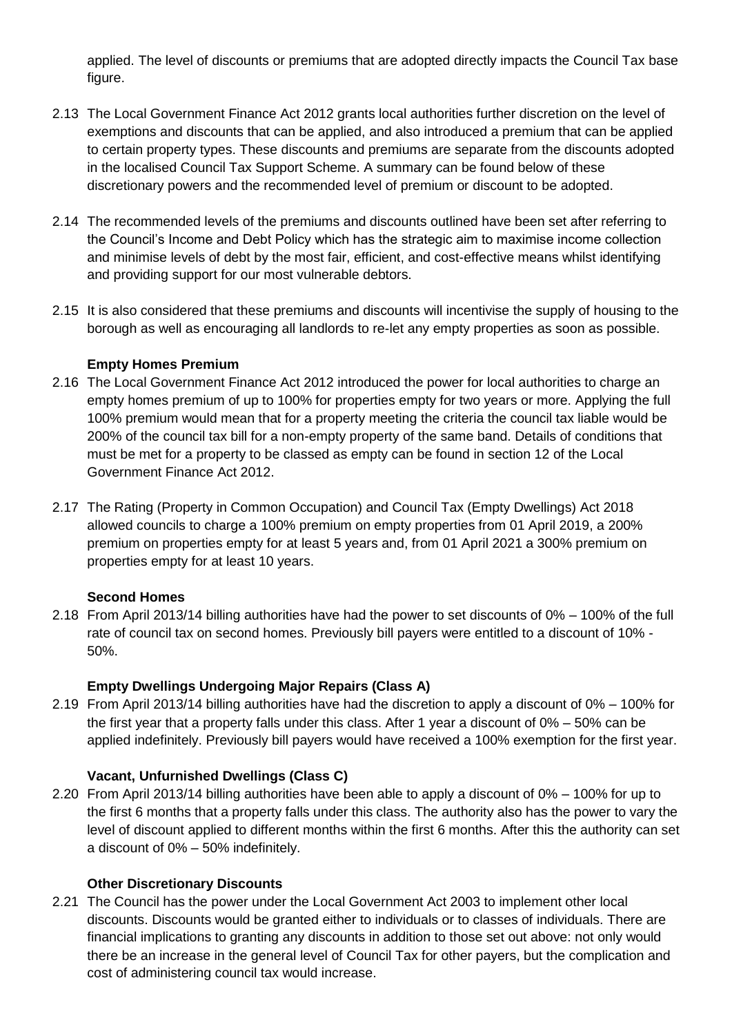applied. The level of discounts or premiums that are adopted directly impacts the Council Tax base figure.

2.13 The Local Government Finance Act 2012 grants local authorities further discretion on the level of exemptions and discounts that can be applied, and also introduced a premium that can be applied to certain property types. These discounts and premiums are separate from the discounts adopted in the localised Council Tax Support Scheme. A summary can be found below of these discretionary powers and the recommended level of premium or discount to be adopted.

2.14 The recommended levels of the premiums and discounts outlined have been set after referring to the Council's Income and Debt Policy which has the strategic aim to maximise income collection and minimise levels of debt by the most fair, efficient, and cost-effective means whilst identifying and providing support for our most vulnerable debtors.

2.15 It is also considered that these premiums and discounts will incentivise the supply of housing to the borough as well as encouraging all landlords to re-let any empty properties as soon as possible.

**Empty Homes Premium**

2.16 The Local Government Finance Act 2012 introduced the power for local authorities to charge an empty homes premium of up to 100% for properties empty for two years or more. Applying the full 100% premium would mean that for a property meeting the criteria the council tax liable would be 200% of the council tax bill for a non-empty property of the same band. Details of conditions that must be met for a property to be classed as empty can be found in section 12 of the Local Government Finance Act 2012.

2.17 The Rating (Property in Common Occupation) and Council Tax (Empty Dwellings) Act 2018 allowed councils to charge a 100% premium on empty properties from 01 April 2019, a 200% premium on properties empty for at least 5 years and, from 01 April 2021 a 300% premium on properties empty for at least 10 years.

**Second Homes**

2.18 From April 2013/14 billing authorities have had the power to set discounts of 0% – 100% of the full rate of council tax on second homes. Previously bill payers were entitled to a discount of 10% - 50%.

**Empty Dwellings Undergoing Major Repairs (Class A)**

2.19 From April 2013/14 billing authorities have had the discretion to apply a discount of 0% – 100% for the first year that a property falls under this class. After 1 year a discount of 0% – 50% can be applied indefinitely. Previously bill payers would have received a 100% exemption for the first year.

**Vacant, Unfurnished Dwellings (Class C)**

2.20 From April 2013/14 billing authorities have been able to apply a discount of 0% – 100% for up to the first 6 months that a property falls under this class. The authority also has the power to vary the level of discount applied to different months within the first 6 months. After this the authority can set a discount of 0% – 50% indefinitely.

**Other Discretionary Discounts**

2.21 The Council has the power under the Local Government Act 2003 to implement other local discounts. Discounts would be granted either to individuals or to classes of individuals. There are financial implications to granting any discounts in addition to those set out above: not only would there be an increase in the general level of Council Tax for other payers, but the complication and cost of administering council tax would increase.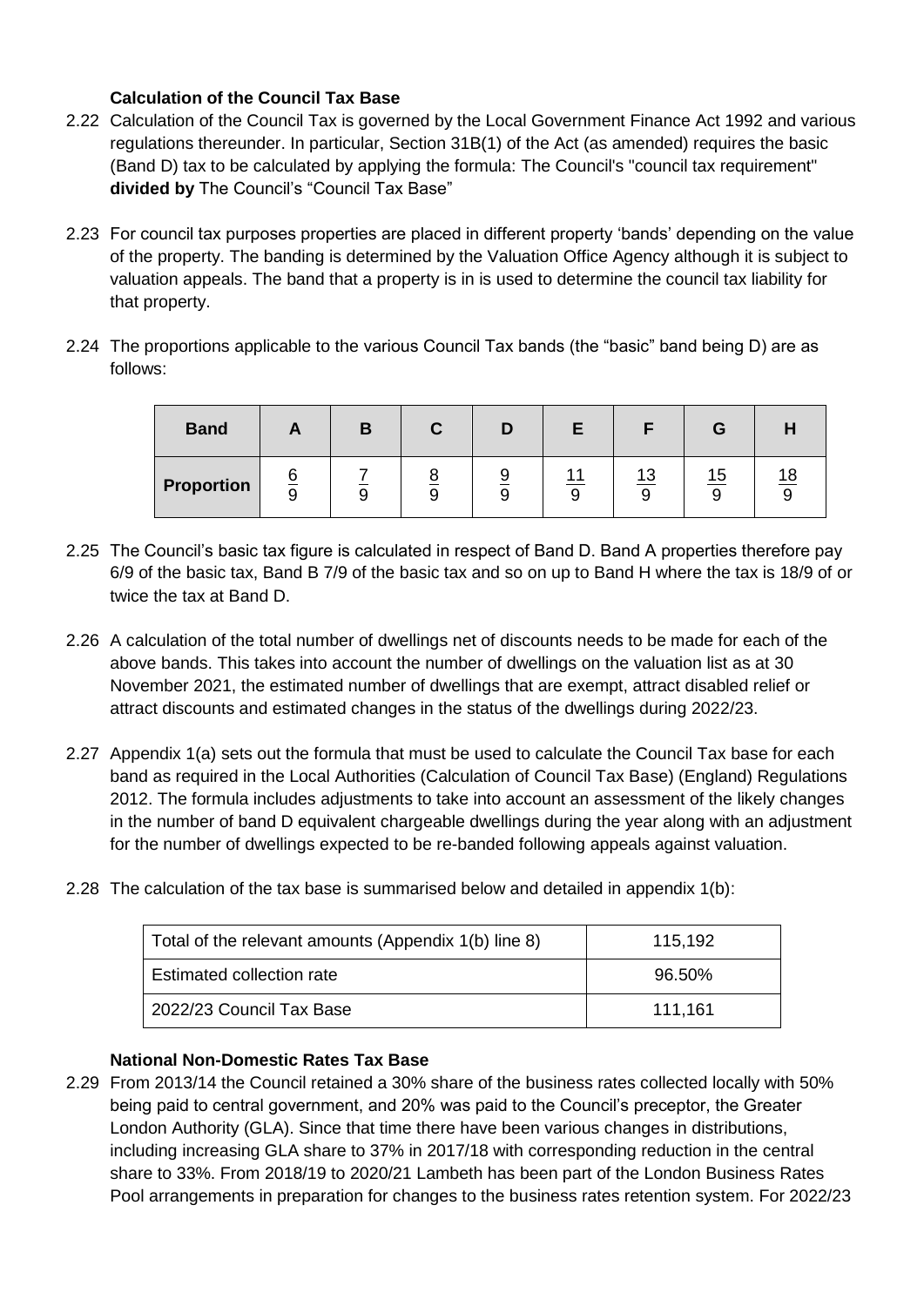### Calculation of the Council Tax Base

2.22 Calculation of the Council Tax is governed by the Local Government Finance Act 1992 and various regulations thereunder. In particular, Section 31B(1) of the Act (as amended) requires the basic (Band D) tax to be calculated by applying the formula: The Council's "council tax requirement" **divided by** The Council's "Council Tax Base"

2.23 For council tax purposes properties are placed in different property 'bands' depending on the value of the property. The banding is determined by the Valuation Office Agency although it is subject to valuation appeals. The band that a property is in is used to determine the council tax liability for that property.

2.24 The proportions applicable to the various Council Tax bands (the "basic" band being D) are as follows:

| **Band** | A | B | C | D | E | F | G | H |
|---|---|---|---|---|---|---|---|---|
| **Proportion** | $\frac{6}{9}$ | $\frac{7}{9}$ | $\frac{8}{9}$ | $\frac{9}{9}$ | $\frac{11}{9}$ | $\frac{13}{9}$ | $\frac{15}{9}$ | $\frac{18}{9}$ |

2.25 The Council's basic tax figure is calculated in respect of Band D. Band A properties therefore pay 6/9 of the basic tax, Band B 7/9 of the basic tax and so on up to Band H where the tax is 18/9 of or twice the tax at Band D.

2.26 A calculation of the total number of dwellings net of discounts needs to be made for each of the above bands. This takes into account the number of dwellings on the valuation list as at 30 November 2021, the estimated number of dwellings that are exempt, attract disabled relief or attract discounts and estimated changes in the status of the dwellings during 2022/23.

2.27 Appendix 1(a) sets out the formula that must be used to calculate the Council Tax base for each band as required in the Local Authorities (Calculation of Council Tax Base) (England) Regulations 2012. The formula includes adjustments to take into account an assessment of the likely changes in the number of band D equivalent chargeable dwellings during the year along with an adjustment for the number of dwellings expected to be re-banded following appeals against valuation.

2.28 The calculation of the tax base is summarised below and detailed in appendix 1(b):

| | |
|---|---|
| Total of the relevant amounts (Appendix 1(b) line 8) | 115,192 |
| Estimated collection rate | 96.50% |
| 2022/23 Council Tax Base | 111,161 |

### National Non-Domestic Rates Tax Base

2.29 From 2013/14 the Council retained a 30% share of the business rates collected locally with 50% being paid to central government, and 20% was paid to the Council's preceptor, the Greater London Authority (GLA). Since that time there have been various changes in distributions, including increasing GLA share to 37% in 2017/18 with corresponding reduction in the central share to 33%. From 2018/19 to 2020/21 Lambeth has been part of the London Business Rates Pool arrangements in preparation for changes to the business rates retention system. For 2022/23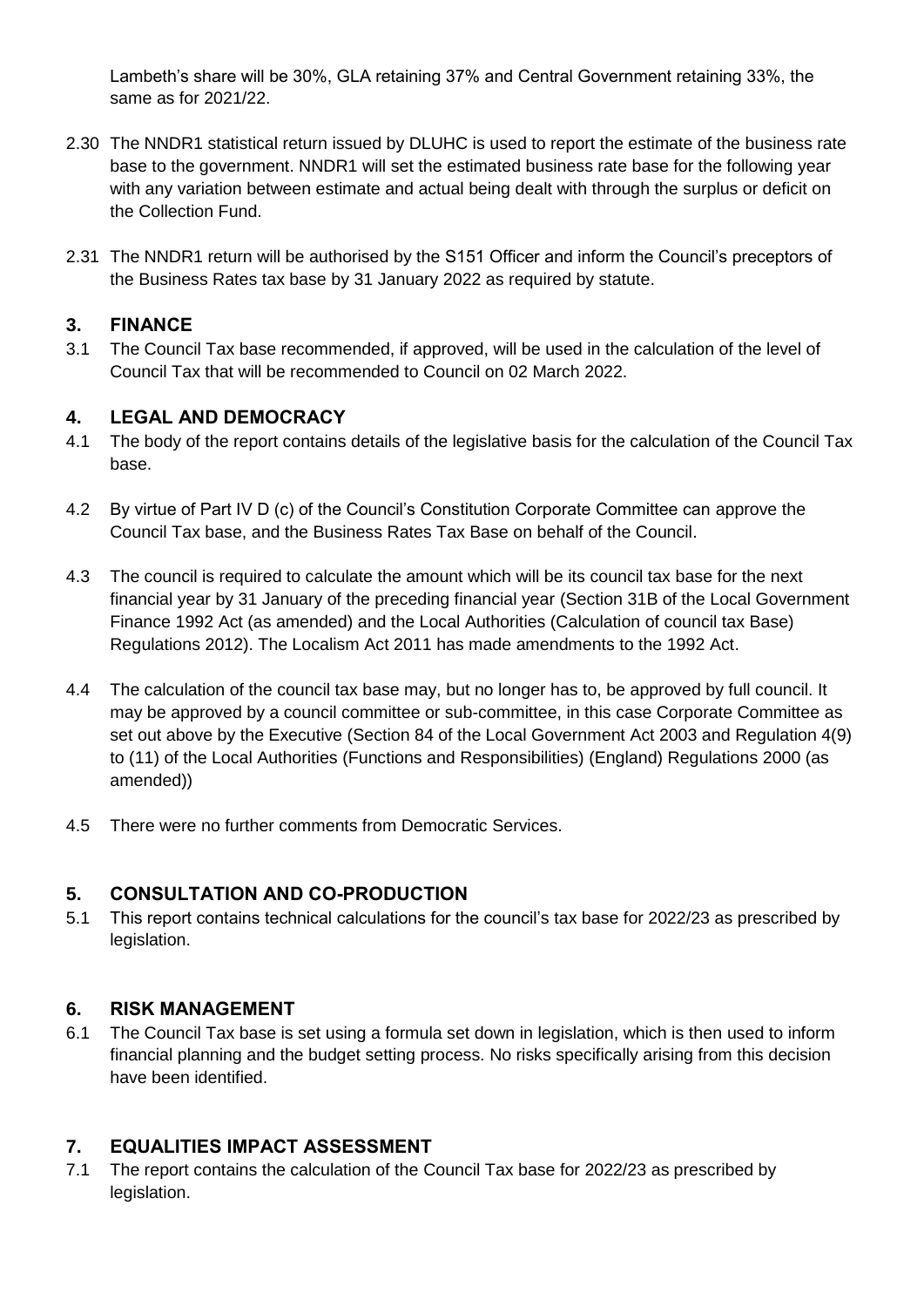Lambeth's share will be 30%, GLA retaining 37% and Central Government retaining 33%, the same as for 2021/22.

2.30 The NNDR1 statistical return issued by DLUHC is used to report the estimate of the business rate base to the government. NNDR1 will set the estimated business rate base for the following year with any variation between estimate and actual being dealt with through the surplus or deficit on the Collection Fund.

2.31 The NNDR1 return will be authorised by the S151 Officer and inform the Council's preceptors of the Business Rates tax base by 31 January 2022 as required by statute.

## 3. FINANCE

3.1 The Council Tax base recommended, if approved, will be used in the calculation of the level of Council Tax that will be recommended to Council on 02 March 2022.

## 4. LEGAL AND DEMOCRACY

4.1 The body of the report contains details of the legislative basis for the calculation of the Council Tax base.

4.2 By virtue of Part IV D (c) of the Council's Constitution Corporate Committee can approve the Council Tax base, and the Business Rates Tax Base on behalf of the Council.

4.3 The council is required to calculate the amount which will be its council tax base for the next financial year by 31 January of the preceding financial year (Section 31B of the Local Government Finance 1992 Act (as amended) and the Local Authorities (Calculation of council tax Base) Regulations 2012). The Localism Act 2011 has made amendments to the 1992 Act.

4.4 The calculation of the council tax base may, but no longer has to, be approved by full council. It may be approved by a council committee or sub-committee, in this case Corporate Committee as set out above by the Executive (Section 84 of the Local Government Act 2003 and Regulation 4(9) to (11) of the Local Authorities (Functions and Responsibilities) (England) Regulations 2000 (as amended))

4.5 There were no further comments from Democratic Services.

## 5. CONSULTATION AND CO-PRODUCTION

5.1 This report contains technical calculations for the council's tax base for 2022/23 as prescribed by legislation.

## 6. RISK MANAGEMENT

6.1 The Council Tax base is set using a formula set down in legislation, which is then used to inform financial planning and the budget setting process. No risks specifically arising from this decision have been identified.

## 7. EQUALITIES IMPACT ASSESSMENT

7.1 The report contains the calculation of the Council Tax base for 2022/23 as prescribed by legislation.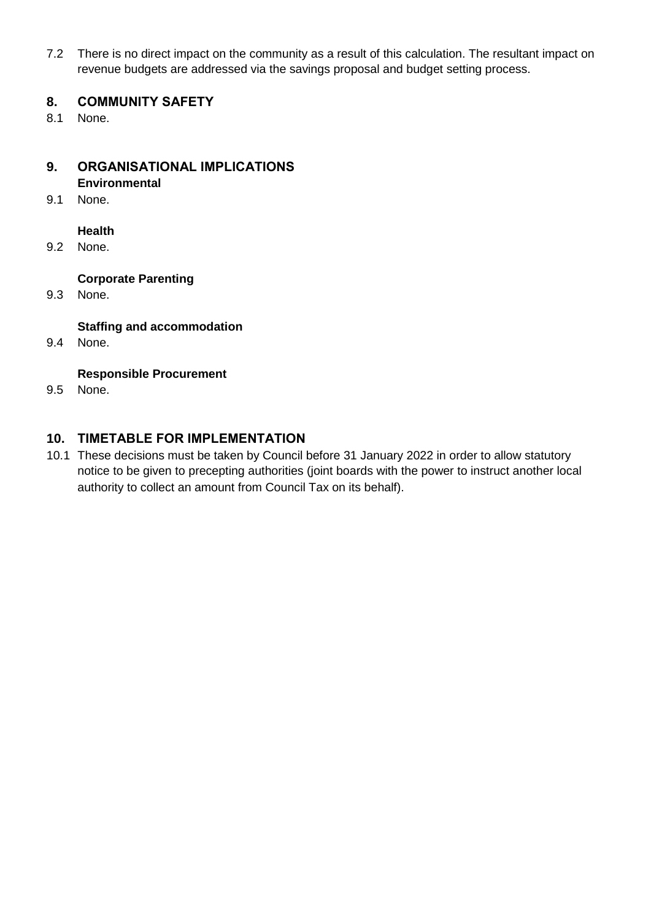7.2 There is no direct impact on the community as a result of this calculation. The resultant impact on revenue budgets are addressed via the savings proposal and budget setting process.

## 8. COMMUNITY SAFETY

8.1 None.

## 9. ORGANISATIONAL IMPLICATIONS

**Environmental**

9.1 None.

**Health**

9.2 None.

**Corporate Parenting**

9.3 None.

**Staffing and accommodation**

9.4 None.

**Responsible Procurement**

9.5 None.

## 10. TIMETABLE FOR IMPLEMENTATION

10.1 These decisions must be taken by Council before 31 January 2022 in order to allow statutory notice to be given to precepting authorities (joint boards with the power to instruct another local authority to collect an amount from Council Tax on its behalf).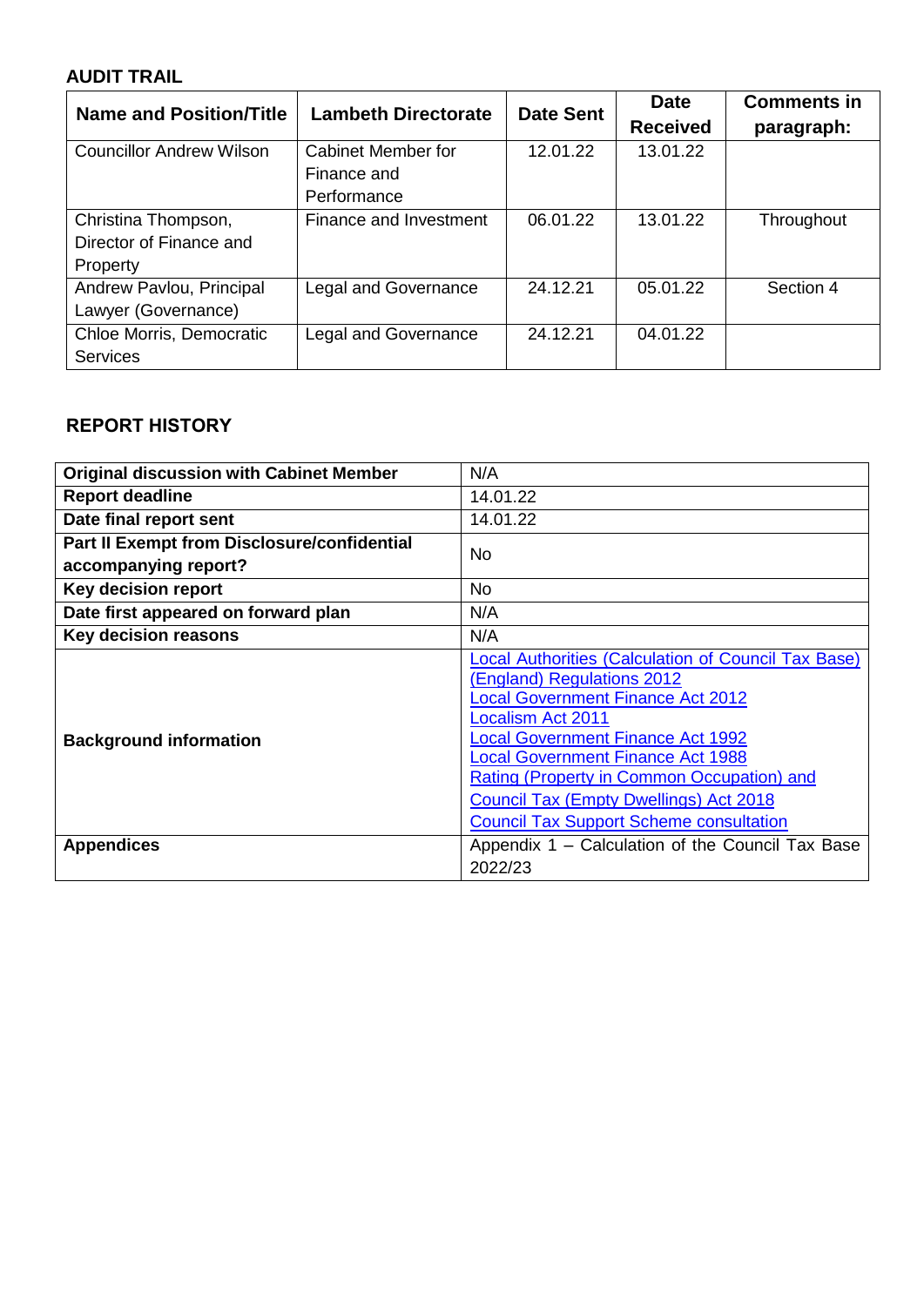**AUDIT TRAIL**

| Name and Position/Title | Lambeth Directorate | Date Sent | Date Received | Comments in paragraph: |
|---|---|---|---|---|
| Councillor Andrew Wilson | Cabinet Member for Finance and Performance | 12.01.22 | 13.01.22 | |
| Christina Thompson, Director of Finance and Property | Finance and Investment | 06.01.22 | 13.01.22 | Throughout |
| Andrew Pavlou, Principal Lawyer (Governance) | Legal and Governance | 24.12.21 | 05.01.22 | Section 4 |
| Chloe Morris, Democratic Services | Legal and Governance | 24.12.21 | 04.01.22 | |

**REPORT HISTORY**

| | |
|---|---|
| **Original discussion with Cabinet Member** | N/A |
| **Report deadline** | 14.01.22 |
| **Date final report sent** | 14.01.22 |
| **Part II Exempt from Disclosure/confidential accompanying report?** | No |
| **Key decision report** | No |
| **Date first appeared on forward plan** | N/A |
| **Key decision reasons** | N/A |
| **Background information** | Local Authorities (Calculation of Council Tax Base) (England) Regulations 2012<br>Local Government Finance Act 2012<br>Localism Act 2011<br>Local Government Finance Act 1992<br>Local Government Finance Act 1988<br>Rating (Property in Common Occupation) and Council Tax (Empty Dwellings) Act 2018<br>Council Tax Support Scheme consultation |
| **Appendices** | Appendix 1 – Calculation of the Council Tax Base 2022/23 |